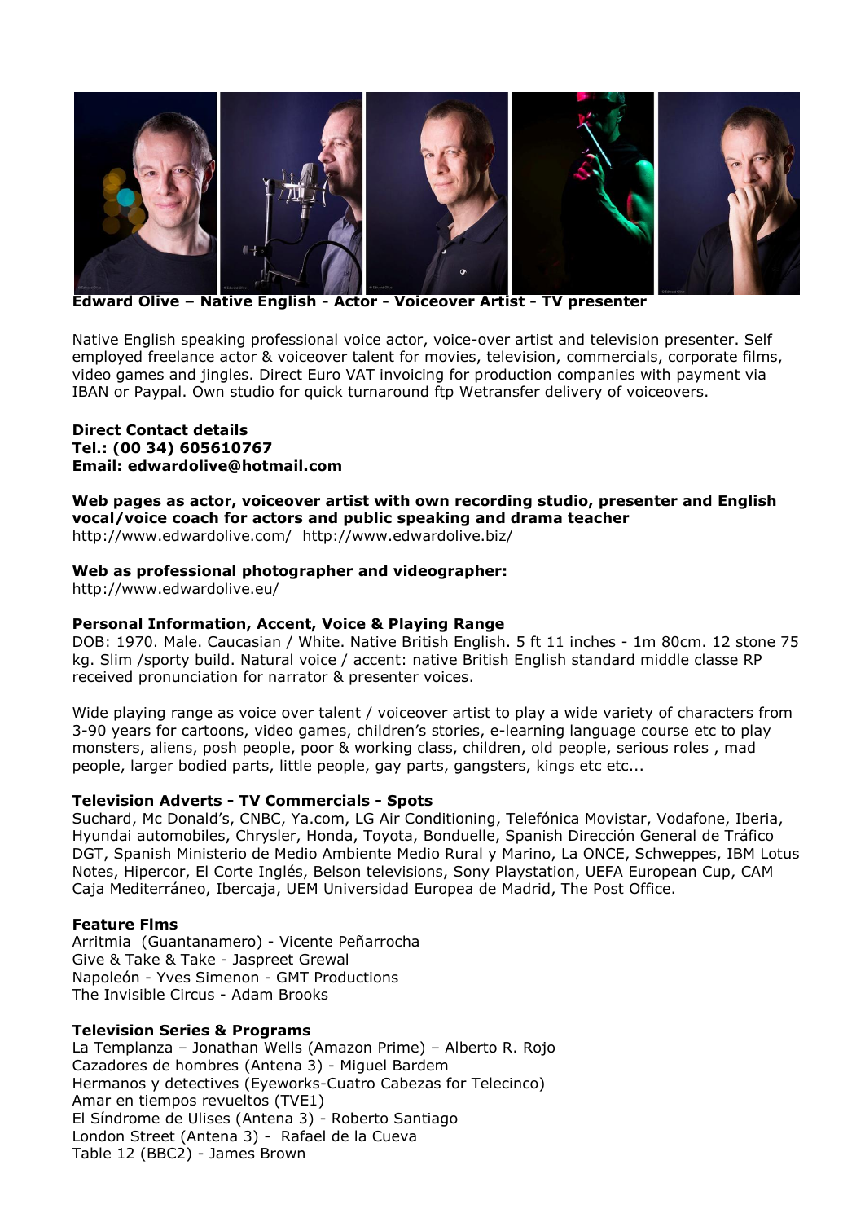**Edward Olive – Native English - Actor - Voiceover Artist - TV presenter**

Native English speaking professional voice actor, voice-over artist and television presenter. Self employed freelance actor & voiceover talent for movies, television, commercials, corporate films, video games and jingles. Direct Euro VAT invoicing for production companies with payment via IBAN or Paypal. Own studio for quick turnaround ftp Wetransfer delivery of voiceovers.

**Direct Contact details**
**Tel.: (00 34) 605610767**
**Email: edwardolive@hotmail.com**

**Web pages as actor, voiceover artist with own recording studio, presenter and English vocal/voice coach for actors and public speaking and drama teacher**
http://www.edwardolive.com/ http://www.edwardolive.biz/

**Web as professional photographer and videographer:**
http://www.edwardolive.eu/

**Personal Information, Accent, Voice & Playing Range**
DOB: 1970. Male. Caucasian / White. Native British English. 5 ft 11 inches - 1m 80cm. 12 stone 75 kg. Slim /sporty build. Natural voice / accent: native British English standard middle classe RP received pronunciation for narrator & presenter voices.

Wide playing range as voice over talent / voiceover artist to play a wide variety of characters from 3-90 years for cartoons, video games, children's stories, e-learning language course etc to play monsters, aliens, posh people, poor & working class, children, old people, serious roles , mad people, larger bodied parts, little people, gay parts, gangsters, kings etc etc...

**Television Adverts - TV Commercials - Spots**
Suchard, Mc Donald's, CNBC, Ya.com, LG Air Conditioning, Telefónica Movistar, Vodafone, Iberia, Hyundai automobiles, Chrysler, Honda, Toyota, Bonduelle, Spanish Dirección General de Tráfico DGT, Spanish Ministerio de Medio Ambiente Medio Rural y Marino, La ONCE, Schweppes, IBM Lotus Notes, Hipercor, El Corte Inglés, Belson televisions, Sony Playstation, UEFA European Cup, CAM Caja Mediterráneo, Ibercaja, UEM Universidad Europea de Madrid, The Post Office.

**Feature Flms**
Arritmia (Guantanamero) - Vicente Peñarrocha
Give & Take & Take - Jaspreet Grewal
Napoleón - Yves Simenon - GMT Productions
The Invisible Circus - Adam Brooks

**Television Series & Programs**
La Templanza – Jonathan Wells (Amazon Prime) – Alberto R. Rojo
Cazadores de hombres (Antena 3) - Miguel Bardem
Hermanos y detectives (Eyeworks-Cuatro Cabezas for Telecinco)
Amar en tiempos revueltos (TVE1)
El Síndrome de Ulises (Antena 3) - Roberto Santiago
London Street (Antena 3) - Rafael de la Cueva
Table 12 (BBC2) - James Brown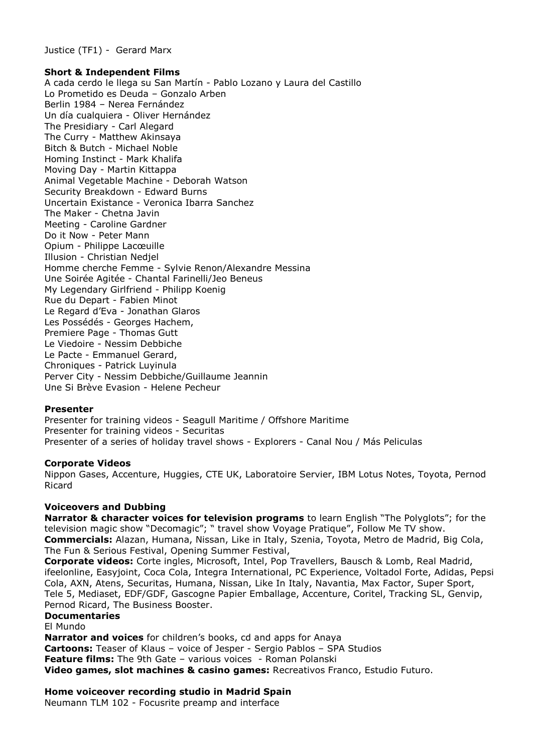Justice (TF1) - Gerard Marx

**Short & Independent Films**

A cada cerdo le llega su San Martín - Pablo Lozano y Laura del Castillo
Lo Prometido es Deuda – Gonzalo Arben
Berlin 1984 – Nerea Fernández
Un día cualquiera - Oliver Hernández
The Presidiary - Carl Alegard
The Curry - Matthew Akinsaya
Bitch & Butch - Michael Noble
Homing Instinct - Mark Khalifa
Moving Day - Martin Kittappa
Animal Vegetable Machine - Deborah Watson
Security Breakdown - Edward Burns
Uncertain Existance - Veronica Ibarra Sanchez
The Maker - Chetna Javin
Meeting - Caroline Gardner
Do it Now - Peter Mann
Opium - Philippe Lacœuille
Illusion - Christian Nedjel
Homme cherche Femme - Sylvie Renon/Alexandre Messina
Une Soirée Agitée - Chantal Farinelli/Jeo Beneus
My Legendary Girlfriend - Philipp Koenig
Rue du Depart - Fabien Minot
Le Regard d'Eva - Jonathan Glaros
Les Possédés - Georges Hachem,
Premiere Page - Thomas Gutt
Le Viedoire - Nessim Debbiche
Le Pacte - Emmanuel Gerard,
Chroniques - Patrick Luyinula
Perver City - Nessim Debbiche/Guillaume Jeannin
Une Si Brève Evasion - Helene Pecheur

**Presenter**

Presenter for training videos - Seagull Maritime / Offshore Maritime
Presenter for training videos - Securitas
Presenter of a series of holiday travel shows - Explorers - Canal Nou / Más Peliculas

**Corporate Videos**

Nippon Gases, Accenture, Huggies, CTE UK, Laboratoire Servier, IBM Lotus Notes, Toyota, Pernod Ricard

**Voiceovers and Dubbing**

**Narrator & character voices for television programs** to learn English "The Polyglots"; for the television magic show "Decomagic"; " travel show Voyage Pratique", Follow Me TV show.
**Commercials:** Alazan, Humana, Nissan, Like in Italy, Szenia, Toyota, Metro de Madrid, Big Cola, The Fun & Serious Festival, Opening Summer Festival,
**Corporate videos:** Corte ingles, Microsoft, Intel, Pop Travellers, Bausch & Lomb, Real Madrid, ifeelonline, Easyjoint, Coca Cola, Integra International, PC Experience, Voltadol Forte, Adidas, Pepsi Cola, AXN, Atens, Securitas, Humana, Nissan, Like In Italy, Navantia, Max Factor, Super Sport, Tele 5, Mediaset, EDF/GDF, Gascogne Papier Emballage, Accenture, Coritel, Tracking SL, Genvip, Pernod Ricard, The Business Booster.
**Documentaries**
El Mundo
**Narrator and voices** for children's books, cd and apps for Anaya
**Cartoons:** Teaser of Klaus – voice of Jesper - Sergio Pablos – SPA Studios
**Feature films:** The 9th Gate – various voices - Roman Polanski
**Video games, slot machines & casino games:** Recreativos Franco, Estudio Futuro.

**Home voiceover recording studio in Madrid Spain**

Neumann TLM 102 - Focusrite preamp and interface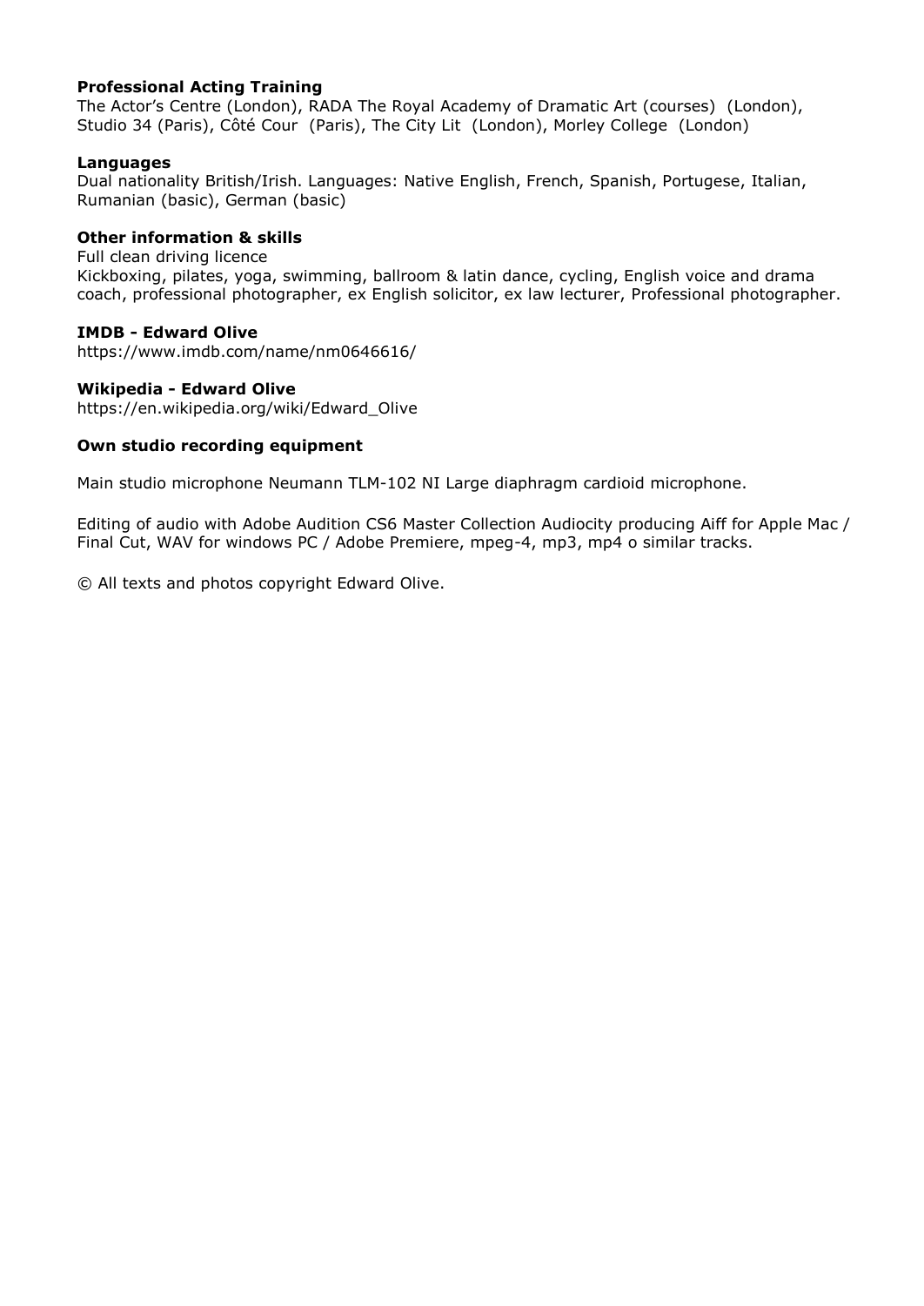**Professional Acting Training**
The Actor's Centre (London), RADA The Royal Academy of Dramatic Art (courses) (London), Studio 34 (Paris), Côté Cour (Paris), The City Lit (London), Morley College (London)

**Languages**
Dual nationality British/Irish. Languages: Native English, French, Spanish, Portugese, Italian, Rumanian (basic), German (basic)

**Other information & skills**
Full clean driving licence
Kickboxing, pilates, yoga, swimming, ballroom & latin dance, cycling, English voice and drama coach, professional photographer, ex English solicitor, ex law lecturer, Professional photographer.

**IMDB - Edward Olive**
https://www.imdb.com/name/nm0646616/

**Wikipedia - Edward Olive**
https://en.wikipedia.org/wiki/Edward_Olive

**Own studio recording equipment**

Main studio microphone Neumann TLM-102 NI Large diaphragm cardioid microphone.

Editing of audio with Adobe Audition CS6 Master Collection Audiocity producing Aiff for Apple Mac / Final Cut, WAV for windows PC / Adobe Premiere, mpeg-4, mp3, mp4 o similar tracks.

© All texts and photos copyright Edward Olive.